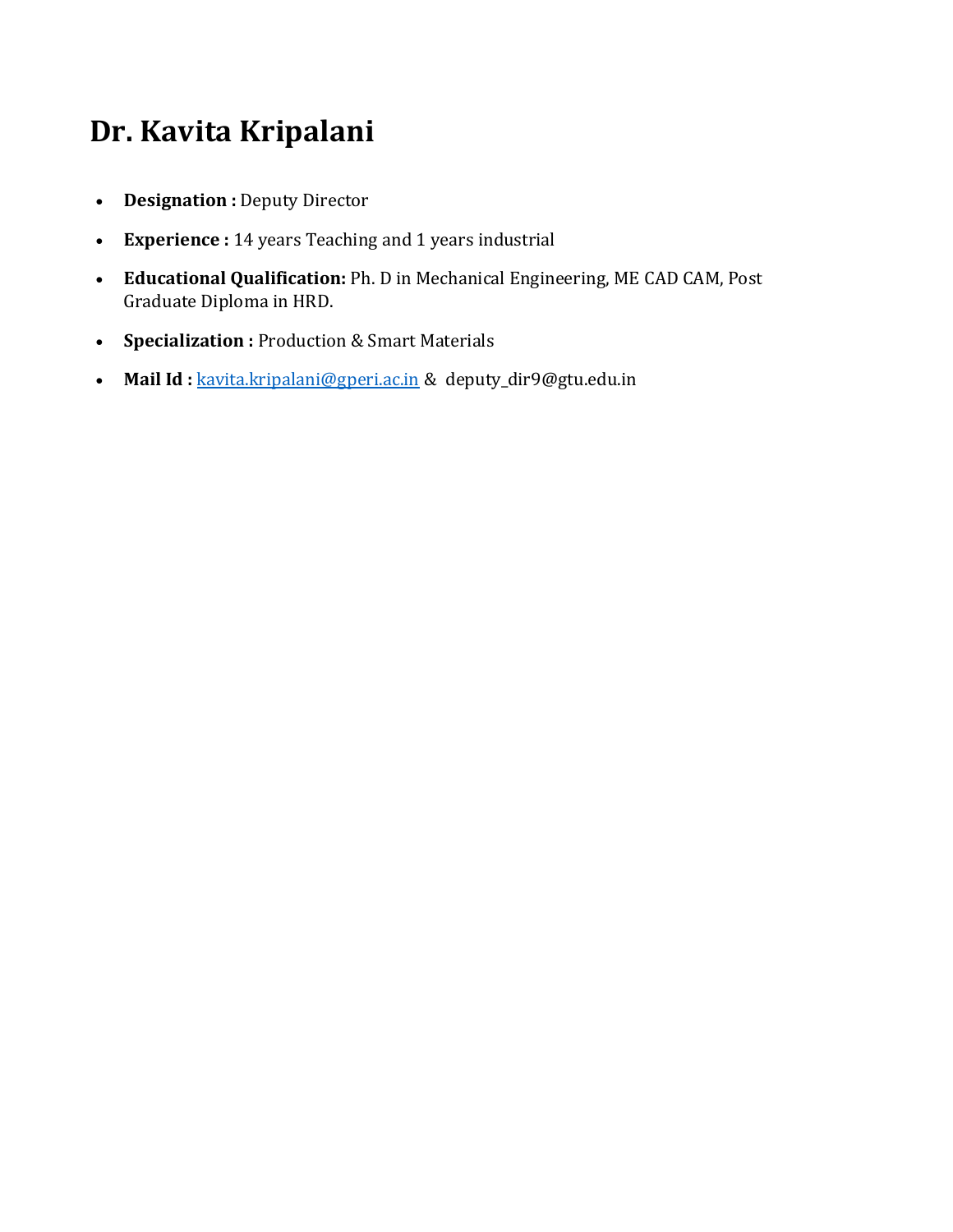# Dr. Kavita Kripalani

- **Designation :** Deputy Director
- **Experience :** 14 years Teaching and 1 years industrial
- **Educational Qualification:** Ph. D in Mechanical Engineering, ME CAD CAM, Post Graduate Diploma in HRD.
- **Specialization :** Production & Smart Materials
- **Mail Id :** kavita.kripalani@gperi.ac.in & deputy_dir9@gtu.edu.in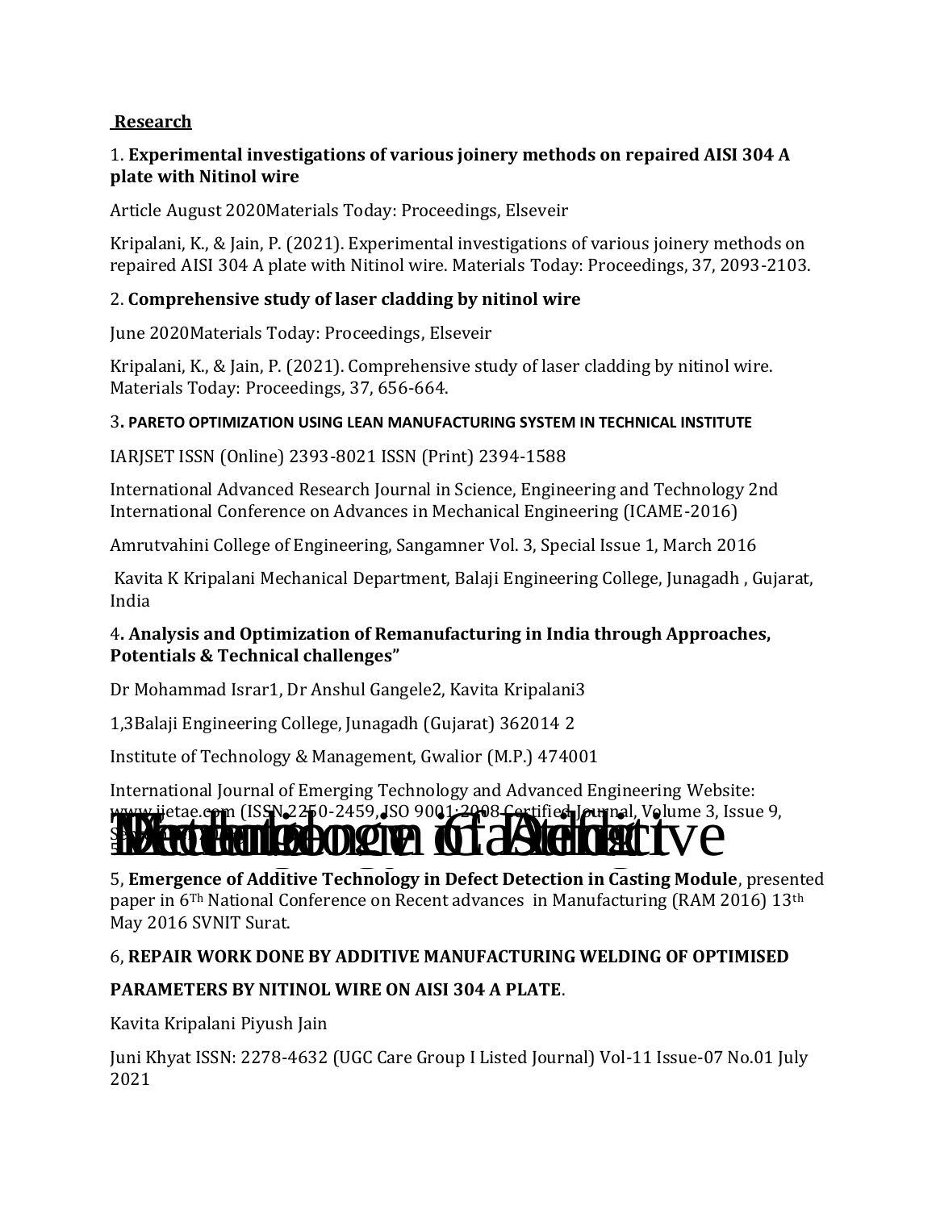**Research**

1. **Experimental investigations of various joinery methods on repaired AISI 304 A plate with Nitinol wire**

Article August 2020Materials Today: Proceedings, Elseveir

Kripalani, K., & Jain, P. (2021). Experimental investigations of various joinery methods on repaired AISI 304 A plate with Nitinol wire. Materials Today: Proceedings, 37, 2093-2103.

2. **Comprehensive study of laser cladding by nitinol wire**

June 2020Materials Today: Proceedings, Elseveir

Kripalani, K., & Jain, P. (2021). Comprehensive study of laser cladding by nitinol wire. Materials Today: Proceedings, 37, 656-664.

3. **PARETO OPTIMIZATION USING LEAN MANUFACTURING SYSTEM IN TECHNICAL INSTITUTE**

IARJSET ISSN (Online) 2393-8021 ISSN (Print) 2394-1588

International Advanced Research Journal in Science, Engineering and Technology 2nd International Conference on Advances in Mechanical Engineering (ICAME-2016)

Amrutvahini College of Engineering, Sangamner Vol. 3, Special Issue 1, March 2016

Kavita K Kripalani Mechanical Department, Balaji Engineering College, Junagadh , Gujarat, India

4. **Analysis and Optimization of Remanufacturing in India through Approaches, Potentials & Technical challenges"**

Dr Mohammad Israr1, Dr Anshul Gangele2, Kavita Kripalani3

1,3Balaji Engineering College, Junagadh (Gujarat) 362014 2

Institute of Technology & Management, Gwalior (M.P.) 474001

International Journal of Emerging Technology and Advanced Engineering Website: www.ijetae.com (ISSN 2250-2459, ISO 9001:2008 Certified Journal, Volume 3, Issue 9, S...

5, **Emergence of Additive Technology in Defect Detection in Casting Module**, presented paper in 6Th National Conference on Recent advances in Manufacturing (RAM 2016) 13th May 2016 SVNIT Surat.

6, **REPAIR WORK DONE BY ADDITIVE MANUFACTURING WELDING OF OPTIMISED PARAMETERS BY NITINOL WIRE ON AISI 304 A PLATE**.

Kavita Kripalani Piyush Jain

Juni Khyat ISSN: 2278-4632 (UGC Care Group I Listed Journal) Vol-11 Issue-07 No.01 July 2021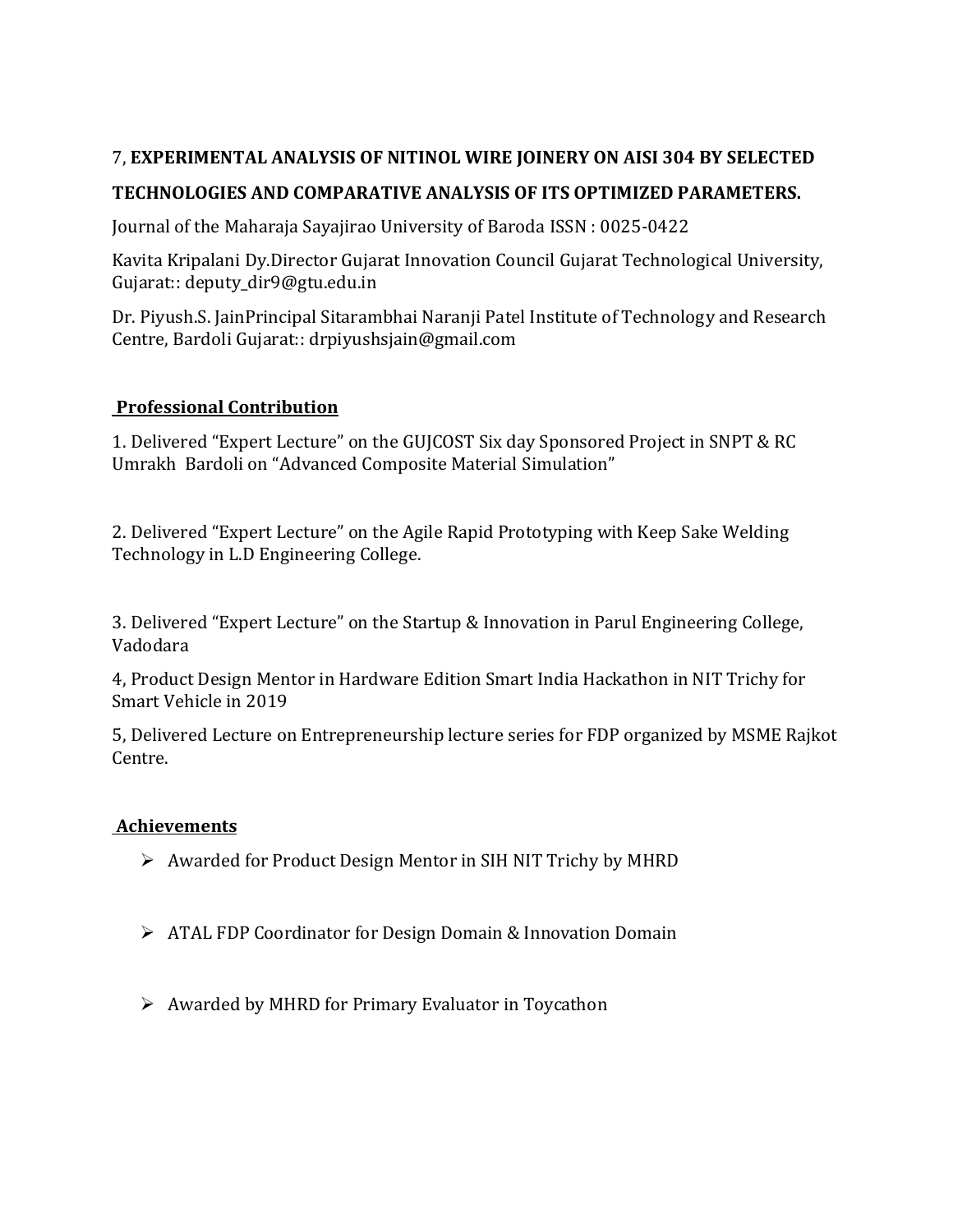7, **EXPERIMENTAL ANALYSIS OF NITINOL WIRE JOINERY ON AISI 304 BY SELECTED TECHNOLOGIES AND COMPARATIVE ANALYSIS OF ITS OPTIMIZED PARAMETERS.**

Journal of the Maharaja Sayajirao University of Baroda ISSN : 0025-0422

Kavita Kripalani Dy.Director Gujarat Innovation Council Gujarat Technological University, Gujarat:: deputy_dir9@gtu.edu.in

Dr. Piyush.S. JainPrincipal Sitarambhai Naranji Patel Institute of Technology and Research Centre, Bardoli Gujarat:: drpiyushsjain@gmail.com

## Professional Contribution

1. Delivered “Expert Lecture” on the GUJCOST Six day Sponsored Project in SNPT & RC Umrakh Bardoli on “Advanced Composite Material Simulation”

2. Delivered “Expert Lecture” on the Agile Rapid Prototyping with Keep Sake Welding Technology in L.D Engineering College.

3. Delivered “Expert Lecture” on the Startup & Innovation in Parul Engineering College, Vadodara

4, Product Design Mentor in Hardware Edition Smart India Hackathon in NIT Trichy for Smart Vehicle in 2019

5, Delivered Lecture on Entrepreneurship lecture series for FDP organized by MSME Rajkot Centre.

## Achievements

- Awarded for Product Design Mentor in SIH NIT Trichy by MHRD
- ATAL FDP Coordinator for Design Domain & Innovation Domain
- Awarded by MHRD for Primary Evaluator in Toycathon